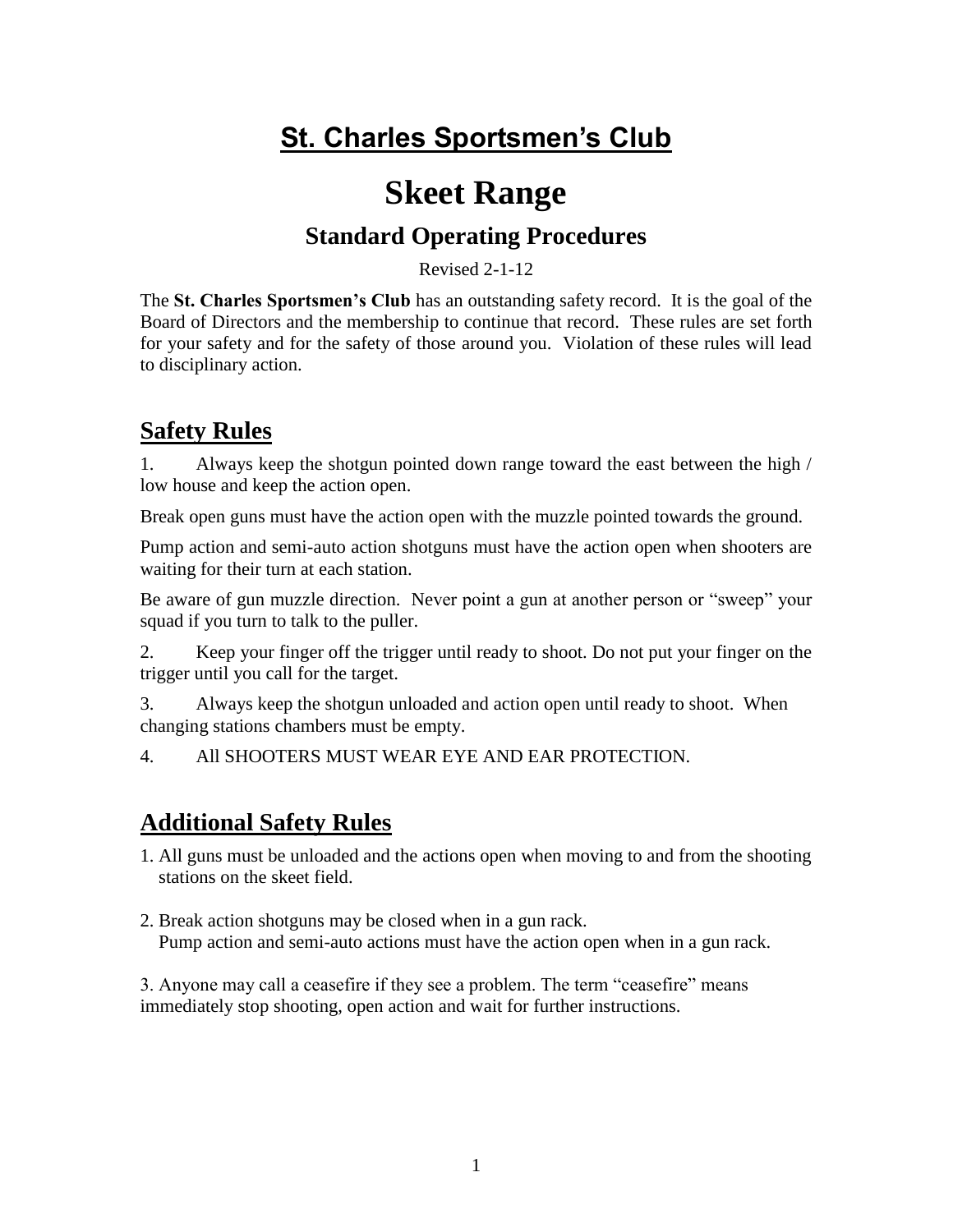# St. Charles Sportsmen's Club

# Skeet Range

## Standard Operating Procedures

Revised 2-1-12

The **St. Charles Sportsmen's Club** has an outstanding safety record. It is the goal of the Board of Directors and the membership to continue that record. These rules are set forth for your safety and for the safety of those around you. Violation of these rules will lead to disciplinary action.

## Safety Rules

1. Always keep the shotgun pointed down range toward the east between the high / low house and keep the action open.

Break open guns must have the action open with the muzzle pointed towards the ground.

Pump action and semi-auto action shotguns must have the action open when shooters are waiting for their turn at each station.

Be aware of gun muzzle direction. Never point a gun at another person or "sweep" your squad if you turn to talk to the puller.

2. Keep your finger off the trigger until ready to shoot. Do not put your finger on the trigger until you call for the target.

3. Always keep the shotgun unloaded and action open until ready to shoot. When changing stations chambers must be empty.

4. All SHOOTERS MUST WEAR EYE AND EAR PROTECTION.

## Additional Safety Rules

1. All guns must be unloaded and the actions open when moving to and from the shooting stations on the skeet field.

2. Break action shotguns may be closed when in a gun rack.
   Pump action and semi-auto actions must have the action open when in a gun rack.

3. Anyone may call a ceasefire if they see a problem. The term "ceasefire" means immediately stop shooting, open action and wait for further instructions.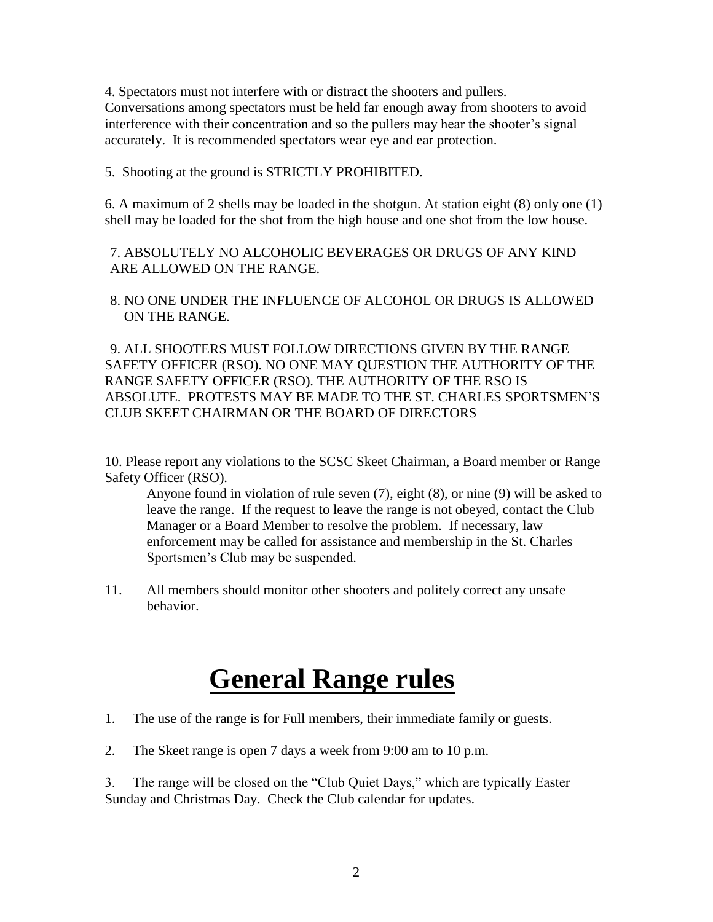4. Spectators must not interfere with or distract the shooters and pullers. Conversations among spectators must be held far enough away from shooters to avoid interference with their concentration and so the pullers may hear the shooter's signal accurately. It is recommended spectators wear eye and ear protection.

5. Shooting at the ground is STRICTLY PROHIBITED.

6. A maximum of 2 shells may be loaded in the shotgun. At station eight (8) only one (1) shell may be loaded for the shot from the high house and one shot from the low house.

7. ABSOLUTELY NO ALCOHOLIC BEVERAGES OR DRUGS OF ANY KIND ARE ALLOWED ON THE RANGE.

8. NO ONE UNDER THE INFLUENCE OF ALCOHOL OR DRUGS IS ALLOWED ON THE RANGE.

9. ALL SHOOTERS MUST FOLLOW DIRECTIONS GIVEN BY THE RANGE SAFETY OFFICER (RSO). NO ONE MAY QUESTION THE AUTHORITY OF THE RANGE SAFETY OFFICER (RSO). THE AUTHORITY OF THE RSO IS ABSOLUTE. PROTESTS MAY BE MADE TO THE ST. CHARLES SPORTSMEN'S CLUB SKEET CHAIRMAN OR THE BOARD OF DIRECTORS

10. Please report any violations to the SCSC Skeet Chairman, a Board member or Range Safety Officer (RSO).

    Anyone found in violation of rule seven (7), eight (8), or nine (9) will be asked to leave the range. If the request to leave the range is not obeyed, contact the Club Manager or a Board Member to resolve the problem. If necessary, law enforcement may be called for assistance and membership in the St. Charles Sportsmen's Club may be suspended.

11. All members should monitor other shooters and politely correct any unsafe behavior.

# General Range rules

1. The use of the range is for Full members, their immediate family or guests.

2. The Skeet range is open 7 days a week from 9:00 am to 10 p.m.

3. The range will be closed on the "Club Quiet Days," which are typically Easter Sunday and Christmas Day. Check the Club calendar for updates.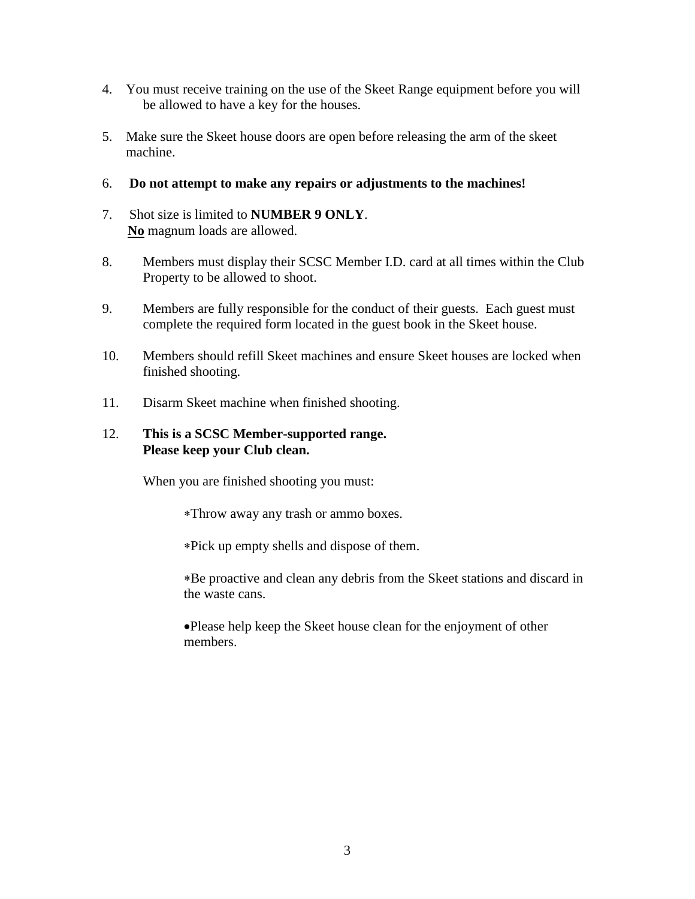4. You must receive training on the use of the Skeet Range equipment before you will be allowed to have a key for the houses.

5. Make sure the Skeet house doors are open before releasing the arm of the skeet machine.

6. **Do not attempt to make any repairs or adjustments to the machines!**

7. Shot size is limited to **NUMBER 9 ONLY**.
   **<u>No</u>** magnum loads are allowed.

8. Members must display their SCSC Member I.D. card at all times within the Club Property to be allowed to shoot.

9. Members are fully responsible for the conduct of their guests. Each guest must complete the required form located in the guest book in the Skeet house.

10. Members should refill Skeet machines and ensure Skeet houses are locked when finished shooting.

11. Disarm Skeet machine when finished shooting.

12. **This is a SCSC Member-supported range.**
    **Please keep your Club clean.**

    When you are finished shooting you must:

    - Throw away any trash or ammo boxes.
    - Pick up empty shells and dispose of them.
    - Be proactive and clean any debris from the Skeet stations and discard in the waste cans.
    - Please help keep the Skeet house clean for the enjoyment of other members.